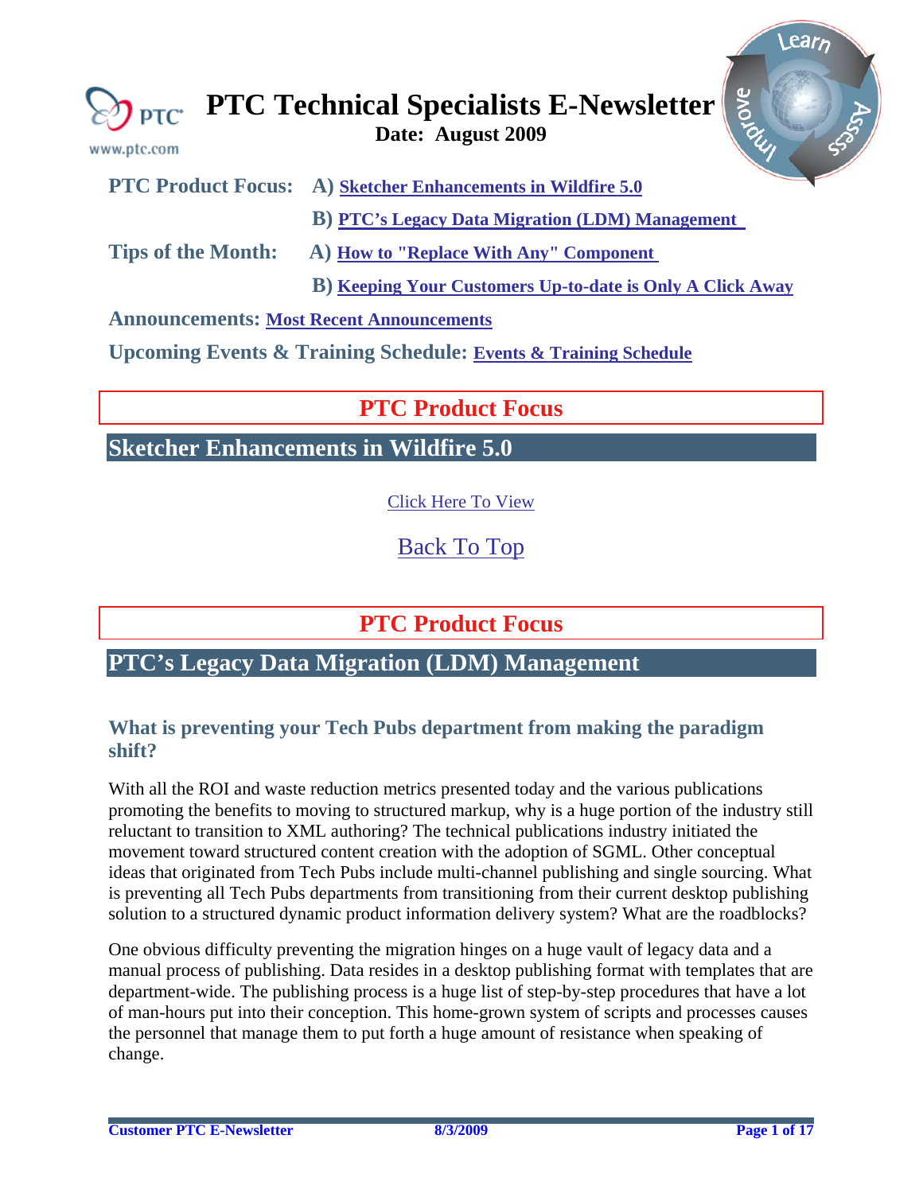# PTC Technical Specialists E-Newsletter

**Date: August 2009**

**PTC Product Focus:** **A)** **Sketcher Enhancements in Wildfire 5.0**

**B)** **PTC's Legacy Data Migration (LDM) Management**

**Tips of the Month:** **A)** **How to "Replace With Any" Component**

**B)** **Keeping Your Customers Up-to-date is Only A Click Away**

**Announcements:** **Most Recent Announcements**

**Upcoming Events & Training Schedule:** **Events & Training Schedule**

## PTC Product Focus

## Sketcher Enhancements in Wildfire 5.0

Click Here To View

Back To Top

## PTC Product Focus

## PTC's Legacy Data Migration (LDM) Management

### What is preventing your Tech Pubs department from making the paradigm shift?

With all the ROI and waste reduction metrics presented today and the various publications promoting the benefits to moving to structured markup, why is a huge portion of the industry still reluctant to transition to XML authoring? The technical publications industry initiated the movement toward structured content creation with the adoption of SGML. Other conceptual ideas that originated from Tech Pubs include multi-channel publishing and single sourcing. What is preventing all Tech Pubs departments from transitioning from their current desktop publishing solution to a structured dynamic product information delivery system? What are the roadblocks?

One obvious difficulty preventing the migration hinges on a huge vault of legacy data and a manual process of publishing. Data resides in a desktop publishing format with templates that are department-wide. The publishing process is a huge list of step-by-step procedures that have a lot of man-hours put into their conception. This home-grown system of scripts and processes causes the personnel that manage them to put forth a huge amount of resistance when speaking of change.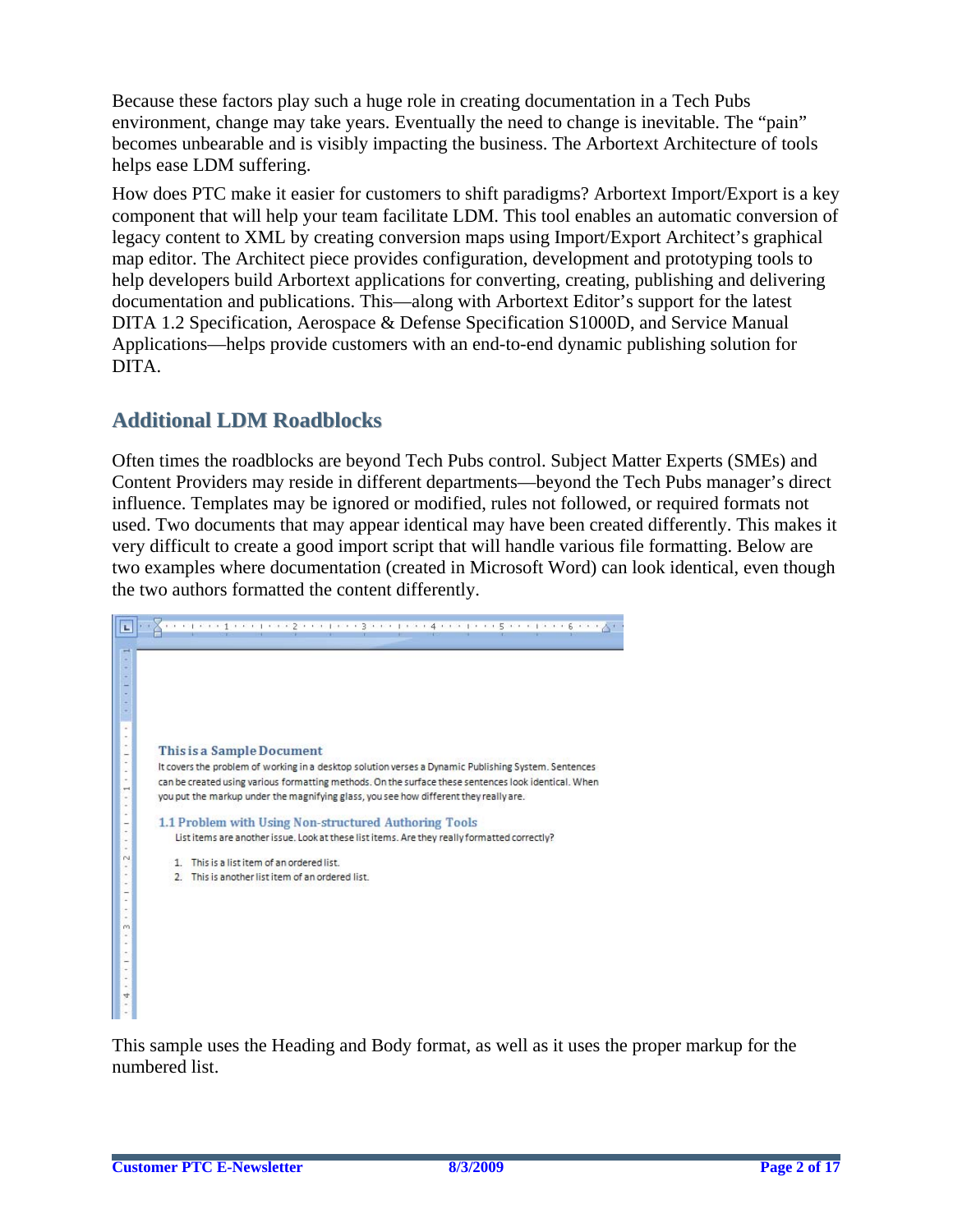Because these factors play such a huge role in creating documentation in a Tech Pubs environment, change may take years. Eventually the need to change is inevitable. The "pain" becomes unbearable and is visibly impacting the business. The Arbortext Architecture of tools helps ease LDM suffering.

How does PTC make it easier for customers to shift paradigms? Arbortext Import/Export is a key component that will help your team facilitate LDM. This tool enables an automatic conversion of legacy content to XML by creating conversion maps using Import/Export Architect's graphical map editor. The Architect piece provides configuration, development and prototyping tools to help developers build Arbortext applications for converting, creating, publishing and delivering documentation and publications. This—along with Arbortext Editor's support for the latest DITA 1.2 Specification, Aerospace & Defense Specification S1000D, and Service Manual Applications—helps provide customers with an end-to-end dynamic publishing solution for DITA.

## Additional LDM Roadblocks

Often times the roadblocks are beyond Tech Pubs control. Subject Matter Experts (SMEs) and Content Providers may reside in different departments—beyond the Tech Pubs manager's direct influence. Templates may be ignored or modified, rules not followed, or required formats not used. Two documents that may appear identical may have been created differently. This makes it very difficult to create a good import script that will handle various file formatting. Below are two examples where documentation (created in Microsoft Word) can look identical, even though the two authors formatted the content differently.

This sample uses the Heading and Body format, as well as it uses the proper markup for the numbered list.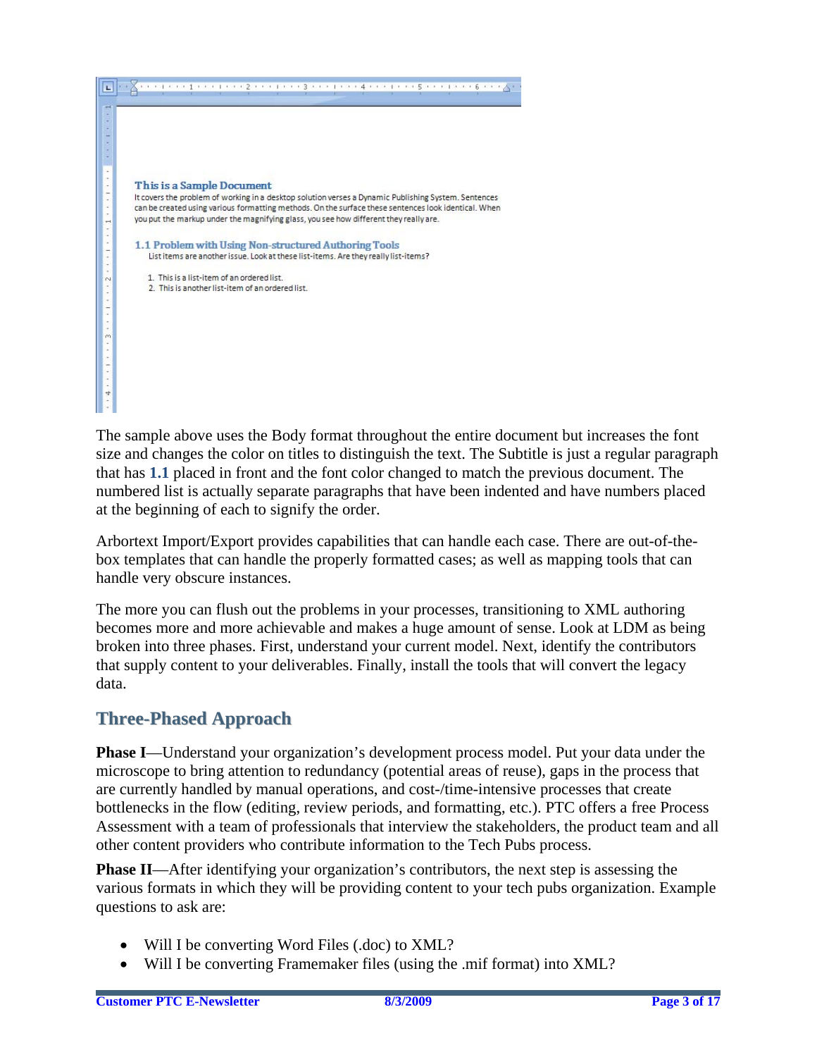The sample above uses the Body format throughout the entire document but increases the font size and changes the color on titles to distinguish the text. The Subtitle is just a regular paragraph that has **1.1** placed in front and the font color changed to match the previous document. The numbered list is actually separate paragraphs that have been indented and have numbers placed at the beginning of each to signify the order.

Arbortext Import/Export provides capabilities that can handle each case. There are out-of-the-box templates that can handle the properly formatted cases; as well as mapping tools that can handle very obscure instances.

The more you can flush out the problems in your processes, transitioning to XML authoring becomes more and more achievable and makes a huge amount of sense. Look at LDM as being broken into three phases. First, understand your current model. Next, identify the contributors that supply content to your deliverables. Finally, install the tools that will convert the legacy data.

## Three-Phased Approach

**Phase I**—Understand your organization's development process model. Put your data under the microscope to bring attention to redundancy (potential areas of reuse), gaps in the process that are currently handled by manual operations, and cost-/time-intensive processes that create bottlenecks in the flow (editing, review periods, and formatting, etc.). PTC offers a free Process Assessment with a team of professionals that interview the stakeholders, the product team and all other content providers who contribute information to the Tech Pubs process.

**Phase II**—After identifying your organization's contributors, the next step is assessing the various formats in which they will be providing content to your tech pubs organization. Example questions to ask are:

- Will I be converting Word Files (.doc) to XML?
- Will I be converting Framemaker files (using the .mif format) into XML?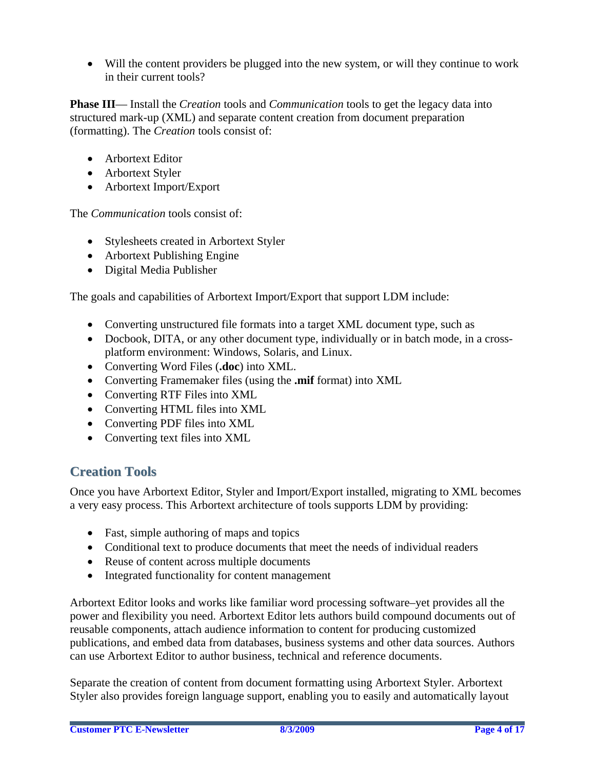- Will the content providers be plugged into the new system, or will they continue to work in their current tools?

**Phase III**— Install the *Creation* tools and *Communication* tools to get the legacy data into structured mark-up (XML) and separate content creation from document preparation (formatting). The *Creation* tools consist of:

- Arbortext Editor
- Arbortext Styler
- Arbortext Import/Export

The *Communication* tools consist of:

- Stylesheets created in Arbortext Styler
- Arbortext Publishing Engine
- Digital Media Publisher

The goals and capabilities of Arbortext Import/Export that support LDM include:

- Converting unstructured file formats into a target XML document type, such as
- Docbook, DITA, or any other document type, individually or in batch mode, in a cross-platform environment: Windows, Solaris, and Linux.
- Converting Word Files (**.doc**) into XML.
- Converting Framemaker files (using the **.mif** format) into XML
- Converting RTF Files into XML
- Converting HTML files into XML
- Converting PDF files into XML
- Converting text files into XML

## Creation Tools

Once you have Arbortext Editor, Styler and Import/Export installed, migrating to XML becomes a very easy process. This Arbortext architecture of tools supports LDM by providing:

- Fast, simple authoring of maps and topics
- Conditional text to produce documents that meet the needs of individual readers
- Reuse of content across multiple documents
- Integrated functionality for content management

Arbortext Editor looks and works like familiar word processing software–yet provides all the power and flexibility you need. Arbortext Editor lets authors build compound documents out of reusable components, attach audience information to content for producing customized publications, and embed data from databases, business systems and other data sources. Authors can use Arbortext Editor to author business, technical and reference documents.

Separate the creation of content from document formatting using Arbortext Styler. Arbortext Styler also provides foreign language support, enabling you to easily and automatically layout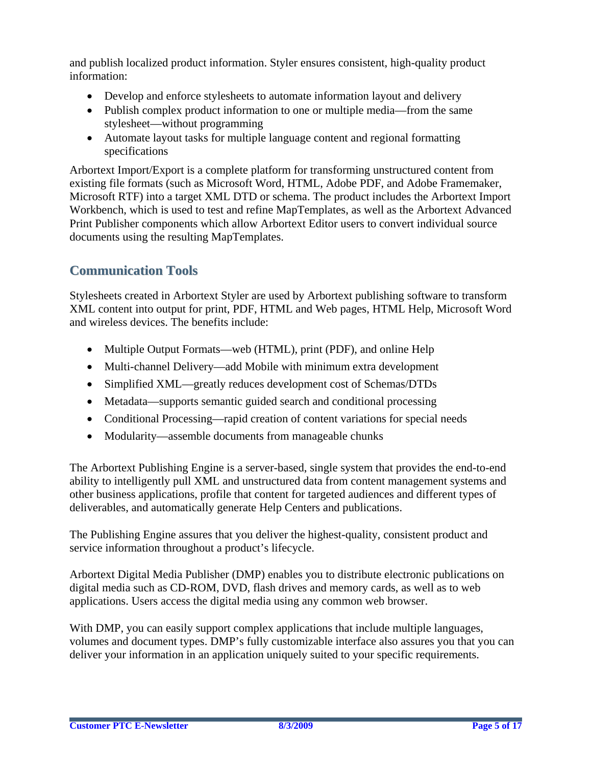and publish localized product information. Styler ensures consistent, high-quality product information:

- Develop and enforce stylesheets to automate information layout and delivery
- Publish complex product information to one or multiple media—from the same stylesheet—without programming
- Automate layout tasks for multiple language content and regional formatting specifications

Arbortext Import/Export is a complete platform for transforming unstructured content from existing file formats (such as Microsoft Word, HTML, Adobe PDF, and Adobe Framemaker, Microsoft RTF) into a target XML DTD or schema. The product includes the Arbortext Import Workbench, which is used to test and refine MapTemplates, as well as the Arbortext Advanced Print Publisher components which allow Arbortext Editor users to convert individual source documents using the resulting MapTemplates.

## Communication Tools

Stylesheets created in Arbortext Styler are used by Arbortext publishing software to transform XML content into output for print, PDF, HTML and Web pages, HTML Help, Microsoft Word and wireless devices. The benefits include:

- Multiple Output Formats—web (HTML), print (PDF), and online Help
- Multi-channel Delivery—add Mobile with minimum extra development
- Simplified XML—greatly reduces development cost of Schemas/DTDs
- Metadata—supports semantic guided search and conditional processing
- Conditional Processing—rapid creation of content variations for special needs
- Modularity—assemble documents from manageable chunks

The Arbortext Publishing Engine is a server-based, single system that provides the end-to-end ability to intelligently pull XML and unstructured data from content management systems and other business applications, profile that content for targeted audiences and different types of deliverables, and automatically generate Help Centers and publications.

The Publishing Engine assures that you deliver the highest-quality, consistent product and service information throughout a product's lifecycle.

Arbortext Digital Media Publisher (DMP) enables you to distribute electronic publications on digital media such as CD-ROM, DVD, flash drives and memory cards, as well as to web applications. Users access the digital media using any common web browser.

With DMP, you can easily support complex applications that include multiple languages, volumes and document types. DMP's fully customizable interface also assures you that you can deliver your information in an application uniquely suited to your specific requirements.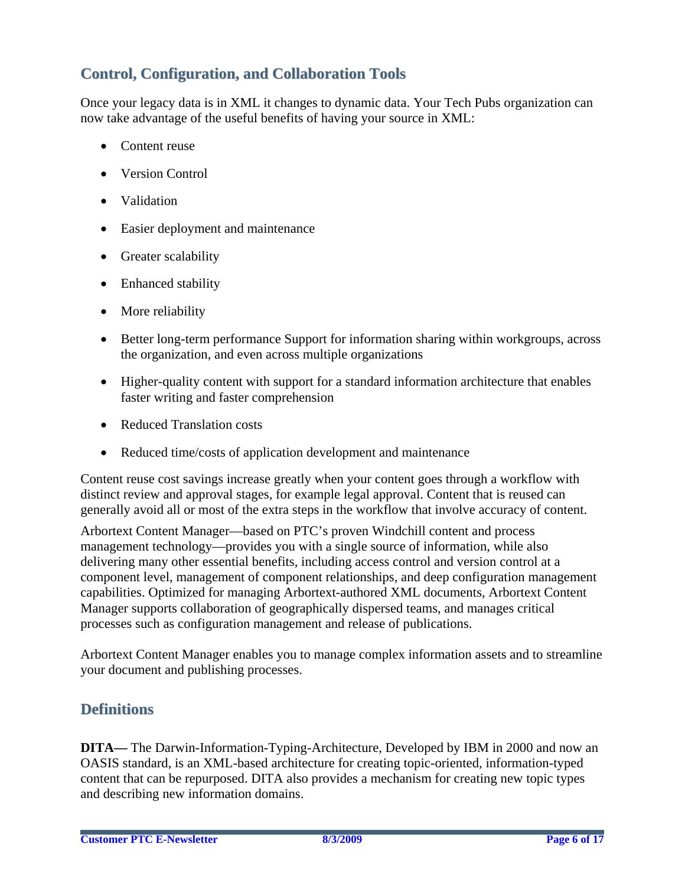## Control, Configuration, and Collaboration Tools

Once your legacy data is in XML it changes to dynamic data. Your Tech Pubs organization can now take advantage of the useful benefits of having your source in XML:

- Content reuse
- Version Control
- Validation
- Easier deployment and maintenance
- Greater scalability
- Enhanced stability
- More reliability
- Better long-term performance Support for information sharing within workgroups, across the organization, and even across multiple organizations
- Higher-quality content with support for a standard information architecture that enables faster writing and faster comprehension
- Reduced Translation costs
- Reduced time/costs of application development and maintenance

Content reuse cost savings increase greatly when your content goes through a workflow with distinct review and approval stages, for example legal approval. Content that is reused can generally avoid all or most of the extra steps in the workflow that involve accuracy of content.

Arbortext Content Manager—based on PTC's proven Windchill content and process management technology—provides you with a single source of information, while also delivering many other essential benefits, including access control and version control at a component level, management of component relationships, and deep configuration management capabilities. Optimized for managing Arbortext-authored XML documents, Arbortext Content Manager supports collaboration of geographically dispersed teams, and manages critical processes such as configuration management and release of publications.

Arbortext Content Manager enables you to manage complex information assets and to streamline your document and publishing processes.

## Definitions

**DITA—** The Darwin-Information-Typing-Architecture, Developed by IBM in 2000 and now an OASIS standard, is an XML-based architecture for creating topic-oriented, information-typed content that can be repurposed. DITA also provides a mechanism for creating new topic types and describing new information domains.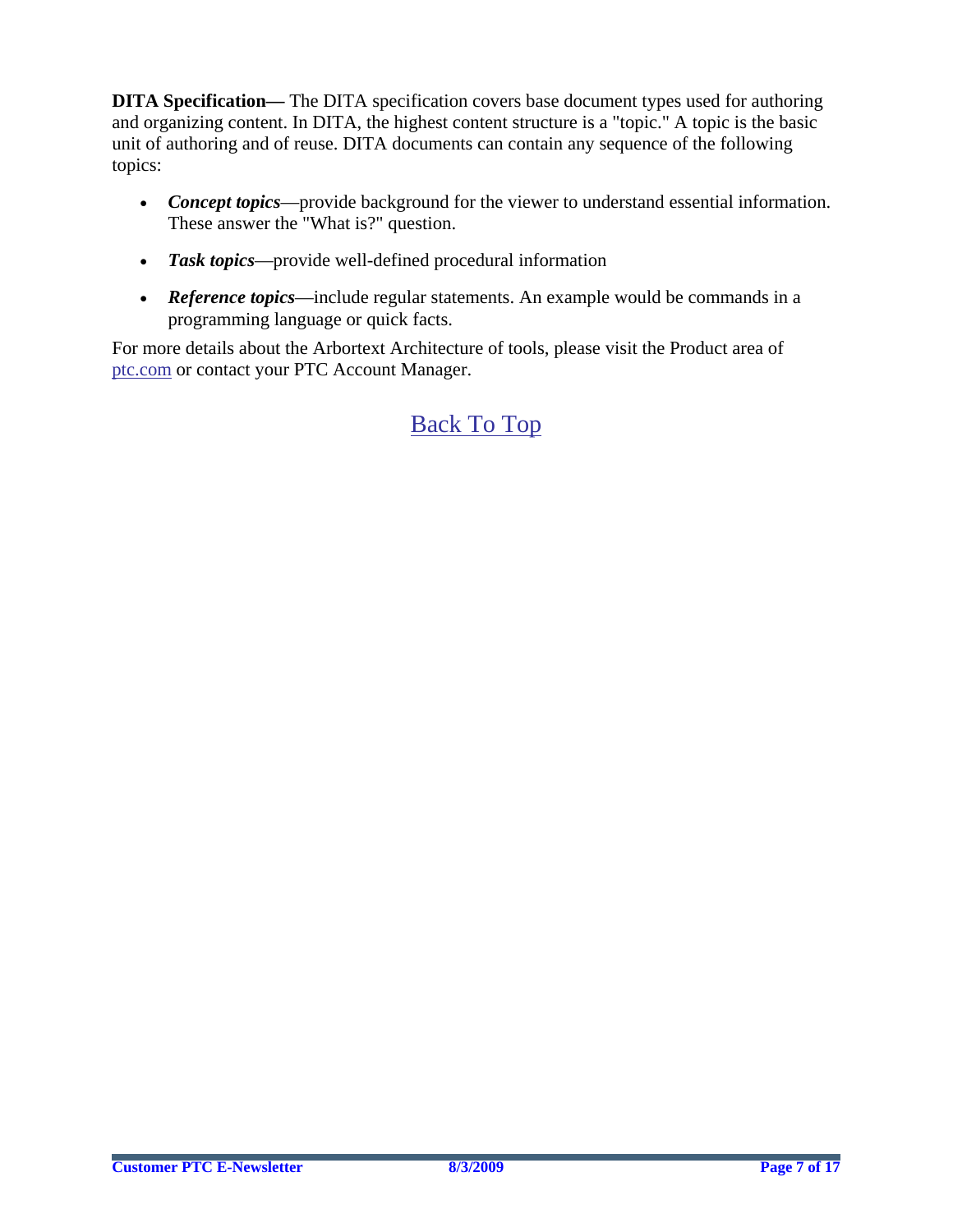**DITA Specification—** The DITA specification covers base document types used for authoring and organizing content. In DITA, the highest content structure is a "topic." A topic is the basic unit of authoring and of reuse. DITA documents can contain any sequence of the following topics:

- ***Concept topics***—provide background for the viewer to understand essential information. These answer the "What is?" question.
- ***Task topics***—provide well-defined procedural information
- ***Reference topics***—include regular statements. An example would be commands in a programming language or quick facts.

For more details about the Arbortext Architecture of tools, please visit the Product area of ptc.com or contact your PTC Account Manager.

Back To Top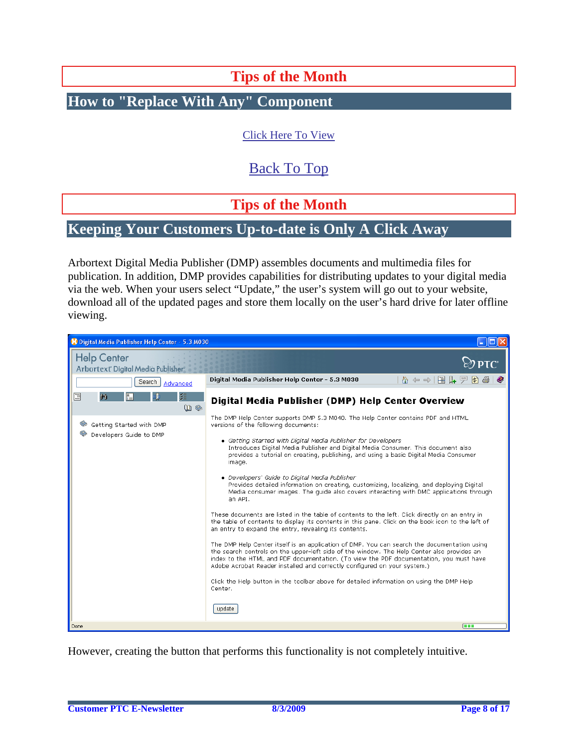# Tips of the Month

## How to "Replace With Any" Component

Click Here To View

Back To Top

# Tips of the Month

## Keeping Your Customers Up-to-date is Only A Click Away

Arbortext Digital Media Publisher (DMP) assembles documents and multimedia files for publication. In addition, DMP provides capabilities for distributing updates to your digital media via the web. When your users select "Update," the user's system will go out to your website, download all of the updated pages and store them locally on the user's hard drive for later offline viewing.

Digital Media Publisher Help Center - 5.3 M030

Help Center
Arbortext Digital Media Publisher

Search | Advanced

- Getting Started with DMP
- Developers Guide to DMP

Digital Media Publisher Help Center - 5.3 M030

### Digital Media Publisher (DMP) Help Center Overview

The DMP Help Center supports DMP 5.3 M040. The Help Center contains PDF and HTML versions of the following documents:

- *Getting Started with Digital Media Publisher for Developers*
  Introduces Digital Media Publisher and Digital Media Consumer. This document also provides a tutorial on creating, publishing, and using a basic Digital Media Consumer image.
- *Developers' Guide to Digital Media Publisher*
  Provides detailed information on creating, customizing, localizing, and deploying Digital Media consumer images. The guide also covers interacting with DMC applications through an API.

These documents are listed in the table of contents to the left. Click directly on an entry in the table of contents to display its contents in this pane. Click on the book icon to the left of an entry to expand the entry, revealing its contents.

The DMP Help Center itself is an application of DMP. You can search the documentation using the search controls on the upper-left side of the window. The Help Center also provides an index to the HTML and PDF documentation. (To view the PDF documentation, you must have Adobe Acrobat Reader installed and correctly configured on your system.)

Click the Help button in the toolbar above for detailed information on using the DMP Help Center.

update

Done

However, creating the button that performs this functionality is not completely intuitive.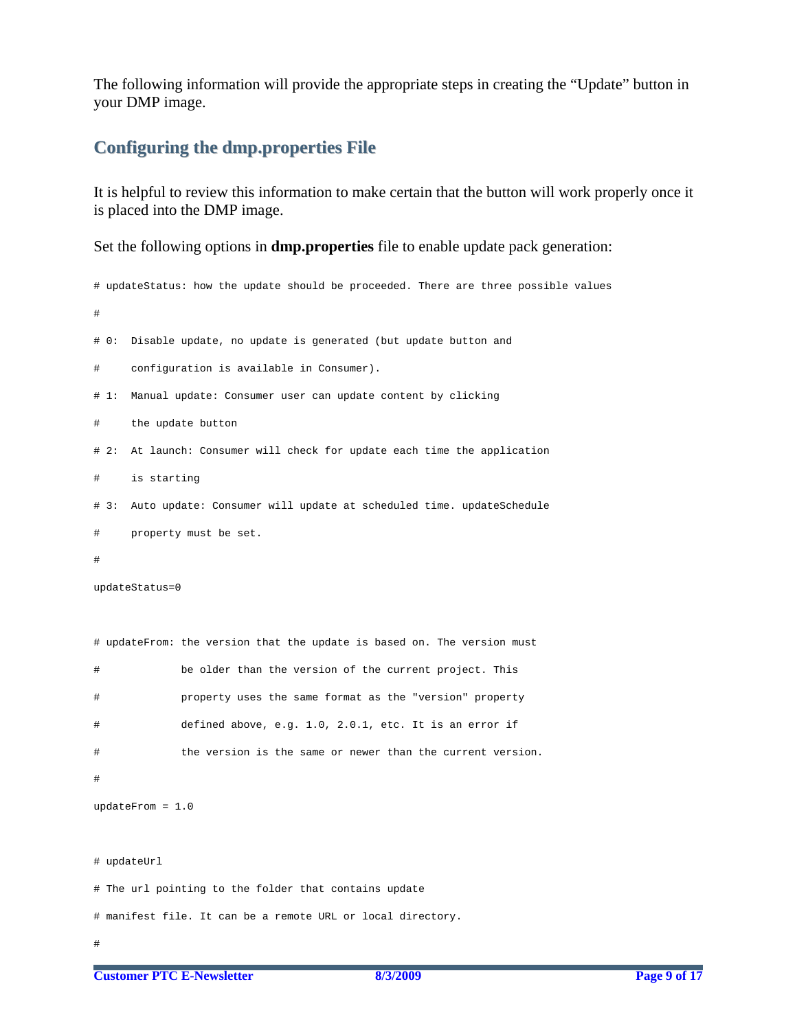The following information will provide the appropriate steps in creating the "Update" button in your DMP image.

## Configuring the dmp.properties File

It is helpful to review this information to make certain that the button will work properly once it is placed into the DMP image.

Set the following options in **dmp.properties** file to enable update pack generation:

```
# updateStatus: how the update should be proceeded. There are three possible values
#
# 0:  Disable update, no update is generated (but update button and
#     configuration is available in Consumer).
# 1:  Manual update: Consumer user can update content by clicking
#     the update button
# 2:  At launch: Consumer will check for update each time the application
#     is starting
# 3:  Auto update: Consumer will update at scheduled time. updateSchedule
#     property must be set.
#
updateStatus=0

# updateFrom: the version that the update is based on. The version must
#             be older than the version of the current project. This
#             property uses the same format as the "version" property
#             defined above, e.g. 1.0, 2.0.1, etc. It is an error if
#             the version is the same or newer than the current version.
#
updateFrom = 1.0

# updateUrl
# The url pointing to the folder that contains update
# manifest file. It can be a remote URL or local directory.
#
```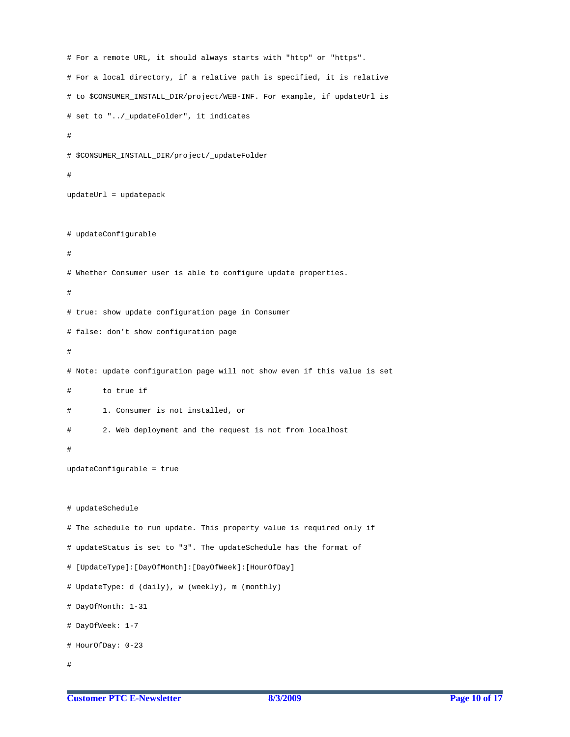```
# For a remote URL, it should always starts with "http" or "https".
# For a local directory, if a relative path is specified, it is relative
# to $CONSUMER_INSTALL_DIR/project/WEB-INF. For example, if updateUrl is
# set to "../_updateFolder", it indicates
#
# $CONSUMER_INSTALL_DIR/project/_updateFolder
#
updateUrl = updatepack


# updateConfigurable
#
# Whether Consumer user is able to configure update properties.
#
# true: show update configuration page in Consumer
# false: don't show configuration page
#
# Note: update configuration page will not show even if this value is set
#       to true if
#       1. Consumer is not installed, or
#       2. Web deployment and the request is not from localhost
#
updateConfigurable = true


# updateSchedule
# The schedule to run update. This property value is required only if
# updateStatus is set to "3". The updateSchedule has the format of
# [UpdateType]:[DayOfMonth]:[DayOfWeek]:[HourOfDay]
# UpdateType: d (daily), w (weekly), m (monthly)
# DayOfMonth: 1-31
# DayOfWeek: 1-7
# HourOfDay: 0-23
#
```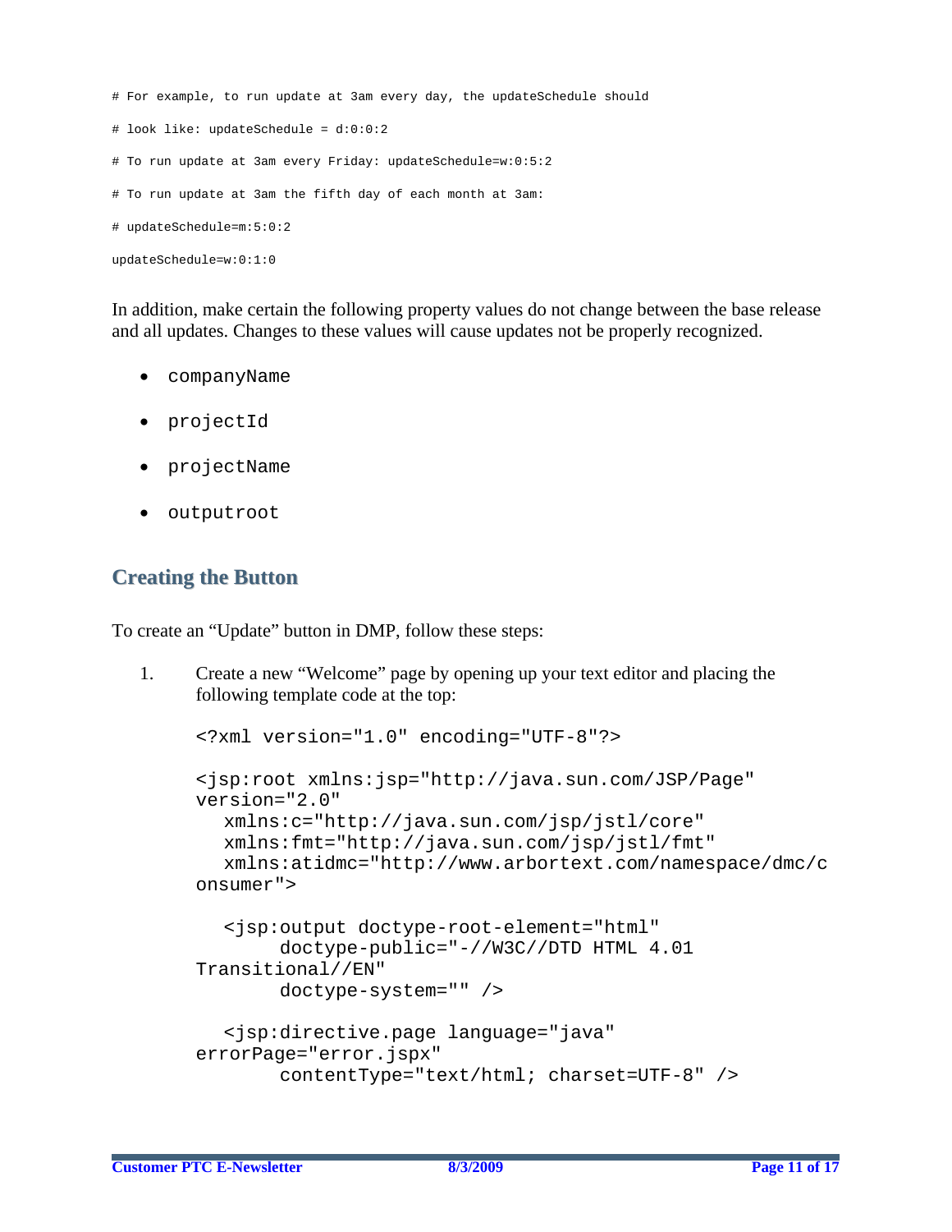```
# For example, to run update at 3am every day, the updateSchedule should

# look like: updateSchedule = d:0:0:2

# To run update at 3am every Friday: updateSchedule=w:0:5:2

# To run update at 3am the fifth day of each month at 3am:

# updateSchedule=m:5:0:2

updateSchedule=w:0:1:0
```

In addition, make certain the following property values do not change between the base release and all updates. Changes to these values will cause updates not be properly recognized.

- `companyName`
- `projectId`
- `projectName`
- `outputroot`

## Creating the Button

To create an “Update” button in DMP, follow these steps:

1. Create a new “Welcome” page by opening up your text editor and placing the following template code at the top:

```
<?xml version="1.0" encoding="UTF-8"?>

<jsp:root xmlns:jsp="http://java.sun.com/JSP/Page"
version="2.0"
   xmlns:c="http://java.sun.com/jsp/jstl/core"
   xmlns:fmt="http://java.sun.com/jsp/jstl/fmt"
   xmlns:atidmc="http://www.arbortext.com/namespace/dmc/c
onsumer">

   <jsp:output doctype-root-element="html"
        doctype-public="-//W3C//DTD HTML 4.01
Transitional//EN"
        doctype-system="" />

   <jsp:directive.page language="java"
errorPage="error.jspx"
        contentType="text/html; charset=UTF-8" />
```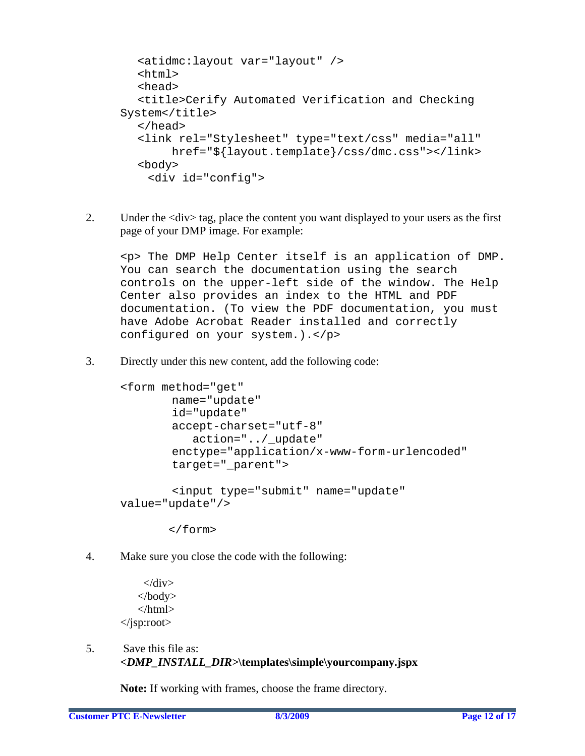```
<atidmc:layout var="layout" />
<html>
<head>
<title>Cerify Automated Verification and Checking
System</title>
</head>
<link rel="Stylesheet" type="text/css" media="all"
     href="${layout.template}/css/dmc.css"></link>
<body>
 <div id="config">
```

2. Under the <div> tag, place the content you want displayed to your users as the first page of your DMP image. For example:

```
<p> The DMP Help Center itself is an application of DMP.
You can search the documentation using the search
controls on the upper-left side of the window. The Help
Center also provides an index to the HTML and PDF
documentation. (To view the PDF documentation, you must
have Adobe Acrobat Reader installed and correctly
configured on your system.).</p>
```

3. Directly under this new content, add the following code:

```
<form method="get"
       name="update"
       id="update"
       accept-charset="utf-8"
          action="../_update"
       enctype="application/x-www-form-urlencoded"
       target="_parent">

       <input type="submit" name="update"
value="update"/>

      </form>
```

4. Make sure you close the code with the following:

```
  </div>
 </body>
 </html>
</jsp:root>
```

5. Save this file as: **<*DMP_INSTALL_DIR*>\templates\simple\yourcompany.jspx**

   **Note:** If working with frames, choose the frame directory.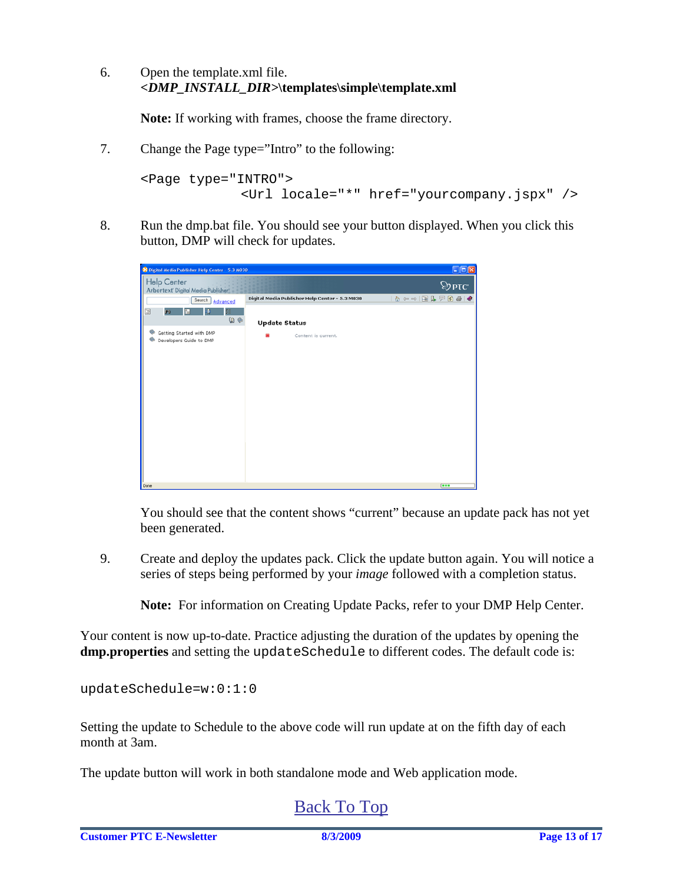6. Open the template.xml file.
   ***<DMP_INSTALL_DIR>*\templates\simple\template.xml**

   **Note:** If working with frames, choose the frame directory.

7. Change the Page type="Intro" to the following:

```
<Page type="INTRO">
            <Url locale="*" href="yourcompany.jspx" />
```

8. Run the dmp.bat file. You should see your button displayed. When you click this button, DMP will check for updates.

   You should see that the content shows "current" because an update pack has not yet been generated.

9. Create and deploy the updates pack. Click the update button again. You will notice a series of steps being performed by your *image* followed with a completion status.

   **Note:** For information on Creating Update Packs, refer to your DMP Help Center.

Your content is now up-to-date. Practice adjusting the duration of the updates by opening the **dmp.properties** and setting the `updateSchedule` to different codes. The default code is:

```
updateSchedule=w:0:1:0
```

Setting the update to Schedule to the above code will run update at on the fifth day of each month at 3am.

The update button will work in both standalone mode and Web application mode.

Back To Top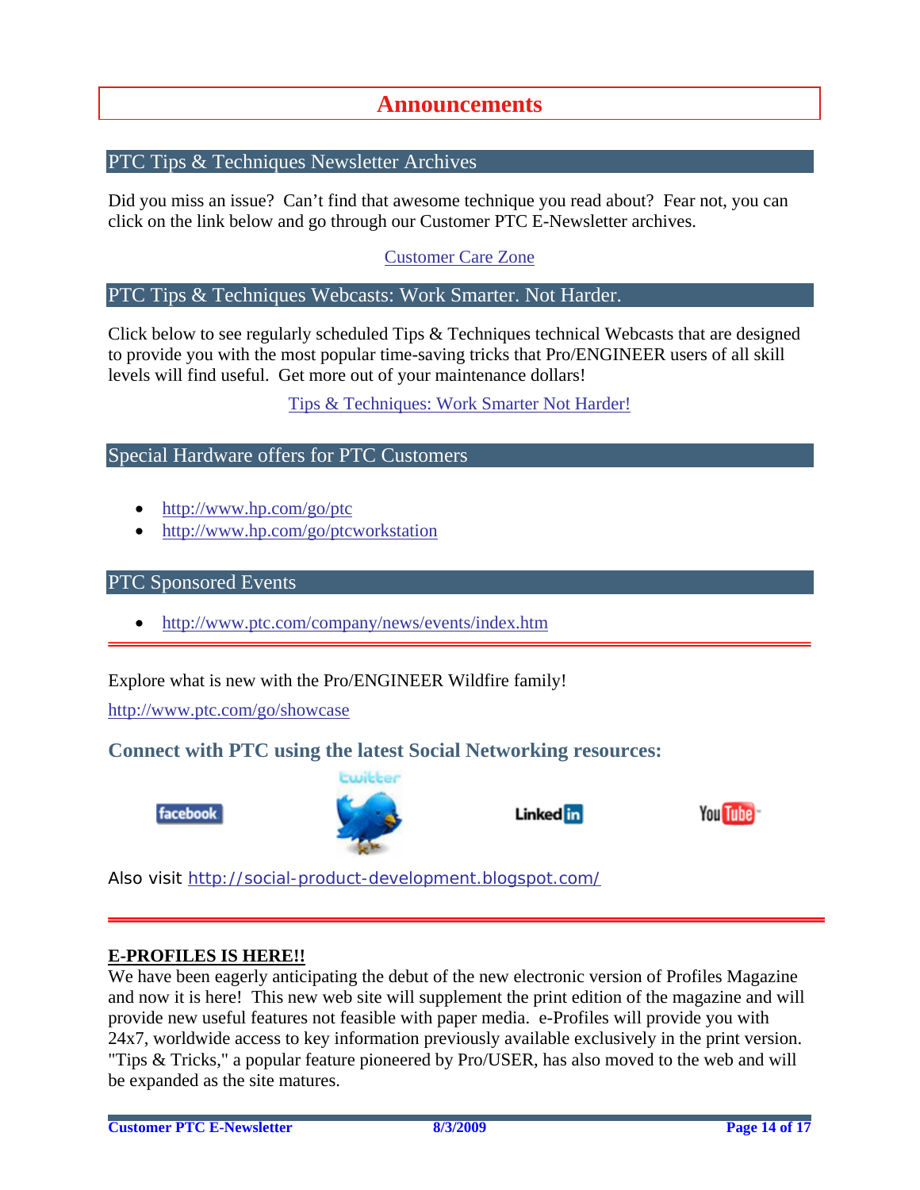# Announcements

## PTC Tips & Techniques Newsletter Archives

Did you miss an issue? Can't find that awesome technique you read about? Fear not, you can click on the link below and go through our Customer PTC E-Newsletter archives.

Customer Care Zone

## PTC Tips & Techniques Webcasts: Work Smarter. Not Harder.

Click below to see regularly scheduled Tips & Techniques technical Webcasts that are designed to provide you with the most popular time-saving tricks that Pro/ENGINEER users of all skill levels will find useful. Get more out of your maintenance dollars!

Tips & Techniques: Work Smarter Not Harder!

## Special Hardware offers for PTC Customers

- http://www.hp.com/go/ptc
- http://www.hp.com/go/ptcworkstation

## PTC Sponsored Events

- http://www.ptc.com/company/news/events/index.htm

---

Explore what is new with the Pro/ENGINEER Wildfire family!

http://www.ptc.com/go/showcase

### Connect with PTC using the latest Social Networking resources:

facebook twitter LinkedIn YouTube

Also visit http://social-product-development.blogspot.com/

---

**E-PROFILES IS HERE!!**

We have been eagerly anticipating the debut of the new electronic version of Profiles Magazine and now it is here! This new web site will supplement the print edition of the magazine and will provide new useful features not feasible with paper media. e-Profiles will provide you with 24x7, worldwide access to key information previously available exclusively in the print version. "Tips & Tricks," a popular feature pioneered by Pro/USER, has also moved to the web and will be expanded as the site matures.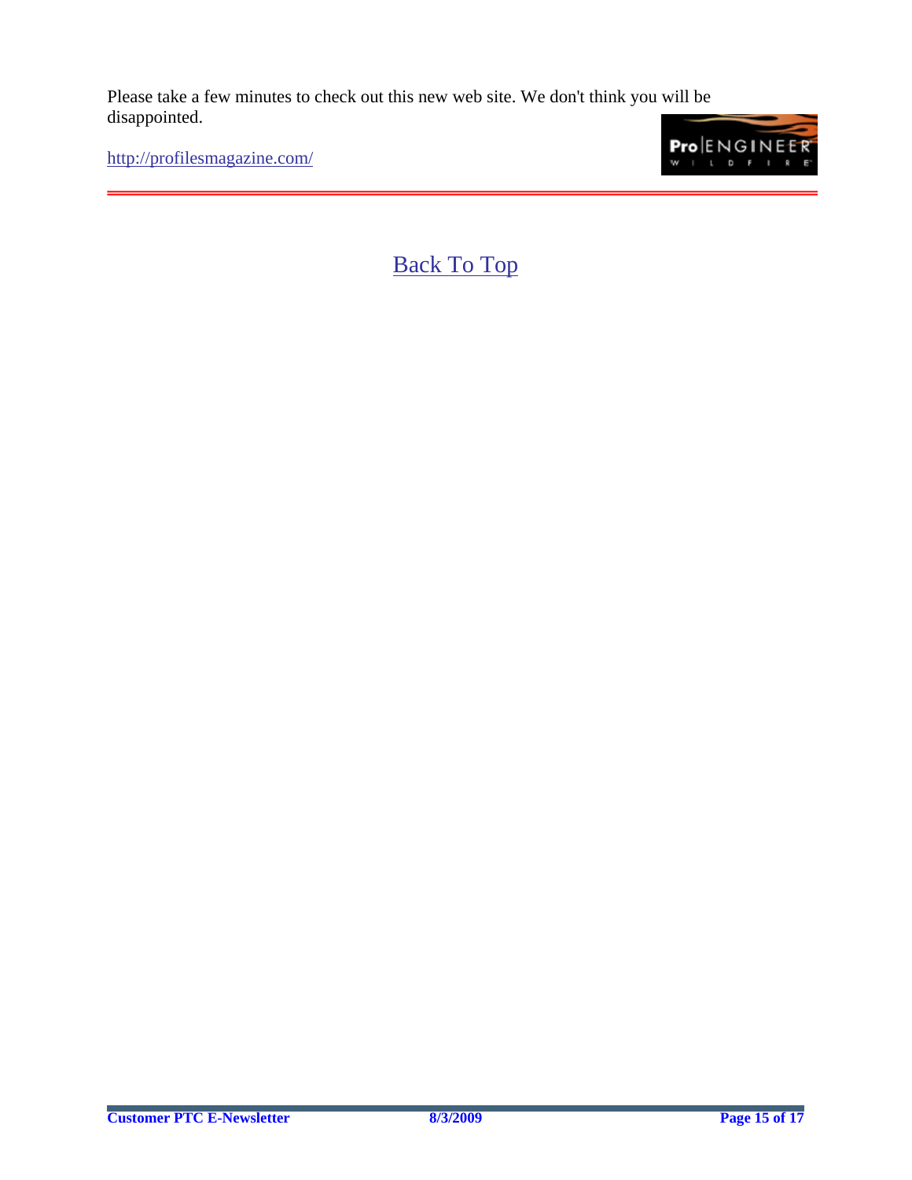Please take a few minutes to check out this new web site. We don't think you will be disappointed.

http://profilesmagazine.com/

---

Back To Top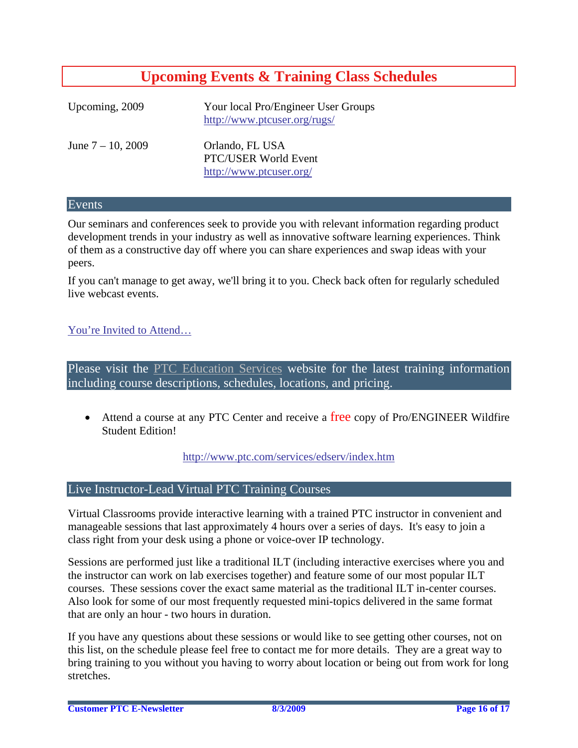# Upcoming Events & Training Class Schedules

| | |
|---|---|
| Upcoming, 2009 | Your local Pro/Engineer User Groups<br>http://www.ptcuser.org/rugs/ |
| June 7 – 10, 2009 | Orlando, FL USA<br>PTC/USER World Event<br>http://www.ptcuser.org/ |

## Events

Our seminars and conferences seek to provide you with relevant information regarding product development trends in your industry as well as innovative software learning experiences. Think of them as a constructive day off where you can share experiences and swap ideas with your peers.

If you can't manage to get away, we'll bring it to you. Check back often for regularly scheduled live webcast events.

You're Invited to Attend…

## Please visit the PTC Education Services website for the latest training information including course descriptions, schedules, locations, and pricing.

- Attend a course at any PTC Center and receive a free copy of Pro/ENGINEER Wildfire Student Edition!

http://www.ptc.com/services/edserv/index.htm

## Live Instructor-Lead Virtual PTC Training Courses

Virtual Classrooms provide interactive learning with a trained PTC instructor in convenient and manageable sessions that last approximately 4 hours over a series of days. It's easy to join a class right from your desk using a phone or voice-over IP technology.

Sessions are performed just like a traditional ILT (including interactive exercises where you and the instructor can work on lab exercises together) and feature some of our most popular ILT courses. These sessions cover the exact same material as the traditional ILT in-center courses. Also look for some of our most frequently requested mini-topics delivered in the same format that are only an hour - two hours in duration.

If you have any questions about these sessions or would like to see getting other courses, not on this list, on the schedule please feel free to contact me for more details. They are a great way to bring training to you without you having to worry about location or being out from work for long stretches.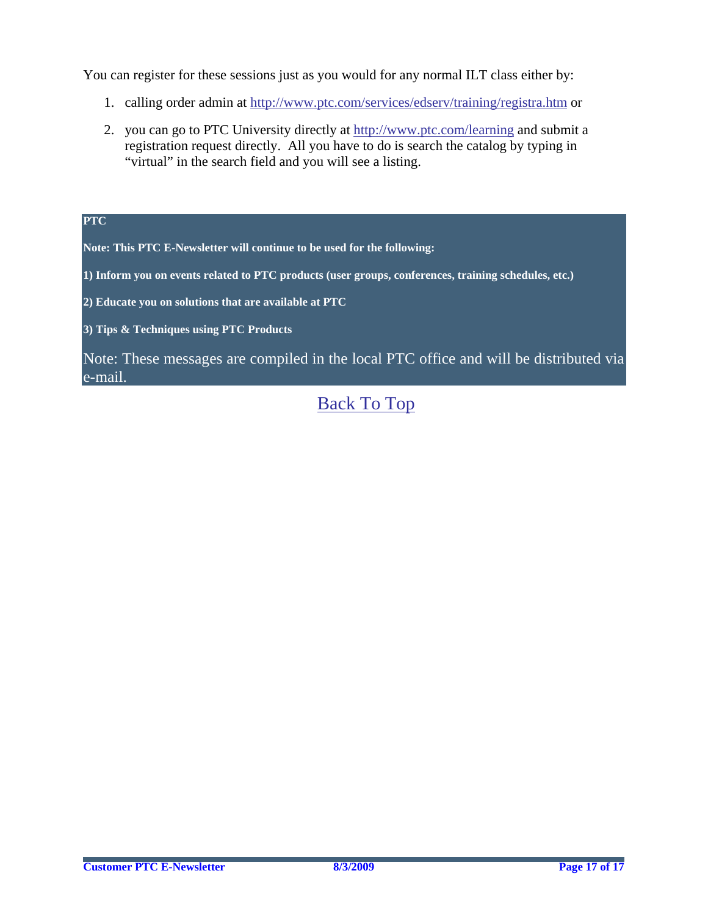You can register for these sessions just as you would for any normal ILT class either by:

1. calling order admin at http://www.ptc.com/services/edserv/training/registra.htm or
2. you can go to PTC University directly at http://www.ptc.com/learning and submit a registration request directly. All you have to do is search the catalog by typing in "virtual" in the search field and you will see a listing.

**PTC**

**Note: This PTC E-Newsletter will continue to be used for the following:**

**1) Inform you on events related to PTC products (user groups, conferences, training schedules, etc.)**

**2) Educate you on solutions that are available at PTC**

**3) Tips & Techniques using PTC Products**

Note: These messages are compiled in the local PTC office and will be distributed via e-mail.

Back To Top